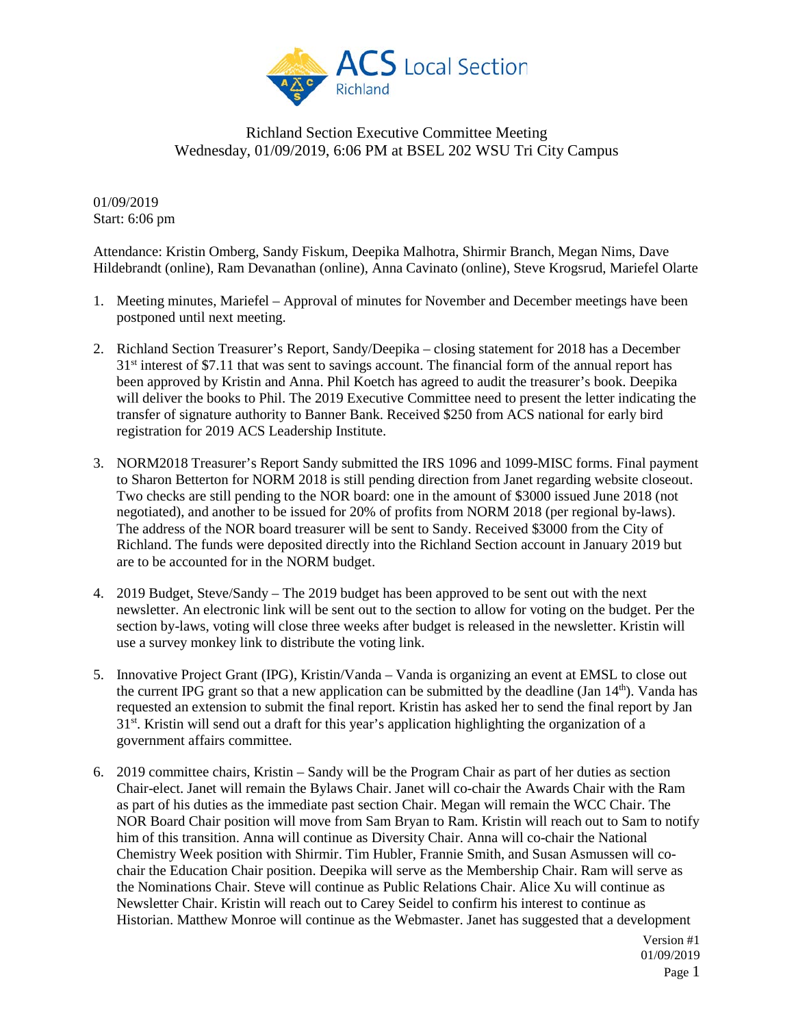Richland Section Executive Committee Meeting
Wednesday, 01/09/2019, 6:06 PM at BSEL 202 WSU Tri City Campus

01/09/2019
Start: 6:06 pm

Attendance: Kristin Omberg, Sandy Fiskum, Deepika Malhotra, Shirmir Branch, Megan Nims, Dave Hildebrandt (online), Ram Devanathan (online), Anna Cavinato (online), Steve Krogsrud, Mariefel Olarte

1. Meeting minutes, Mariefel – Approval of minutes for November and December meetings have been postponed until next meeting.

2. Richland Section Treasurer's Report, Sandy/Deepika – closing statement for 2018 has a December 31st interest of $7.11 that was sent to savings account. The financial form of the annual report has been approved by Kristin and Anna. Phil Koetch has agreed to audit the treasurer's book. Deepika will deliver the books to Phil. The 2019 Executive Committee need to present the letter indicating the transfer of signature authority to Banner Bank. Received $250 from ACS national for early bird registration for 2019 ACS Leadership Institute.

3. NORM2018 Treasurer's Report Sandy submitted the IRS 1096 and 1099-MISC forms. Final payment to Sharon Betterton for NORM 2018 is still pending direction from Janet regarding website closeout. Two checks are still pending to the NOR board: one in the amount of $3000 issued June 2018 (not negotiated), and another to be issued for 20% of profits from NORM 2018 (per regional by-laws). The address of the NOR board treasurer will be sent to Sandy. Received $3000 from the City of Richland. The funds were deposited directly into the Richland Section account in January 2019 but are to be accounted for in the NORM budget.

4. 2019 Budget, Steve/Sandy – The 2019 budget has been approved to be sent out with the next newsletter. An electronic link will be sent out to the section to allow for voting on the budget. Per the section by-laws, voting will close three weeks after budget is released in the newsletter. Kristin will use a survey monkey link to distribute the voting link.

5. Innovative Project Grant (IPG), Kristin/Vanda – Vanda is organizing an event at EMSL to close out the current IPG grant so that a new application can be submitted by the deadline (Jan 14th). Vanda has requested an extension to submit the final report. Kristin has asked her to send the final report by Jan 31st. Kristin will send out a draft for this year's application highlighting the organization of a government affairs committee.

6. 2019 committee chairs, Kristin – Sandy will be the Program Chair as part of her duties as section Chair-elect. Janet will remain the Bylaws Chair. Janet will co-chair the Awards Chair with the Ram as part of his duties as the immediate past section Chair. Megan will remain the WCC Chair. The NOR Board Chair position will move from Sam Bryan to Ram. Kristin will reach out to Sam to notify him of this transition. Anna will continue as Diversity Chair. Anna will co-chair the National Chemistry Week position with Shirmir. Tim Hubler, Frannie Smith, and Susan Asmussen will co-chair the Education Chair position. Deepika will serve as the Membership Chair. Ram will serve as the Nominations Chair. Steve will continue as Public Relations Chair. Alice Xu will continue as Newsletter Chair. Kristin will reach out to Carey Seidel to confirm his interest to continue as Historian. Matthew Monroe will continue as the Webmaster. Janet has suggested that a development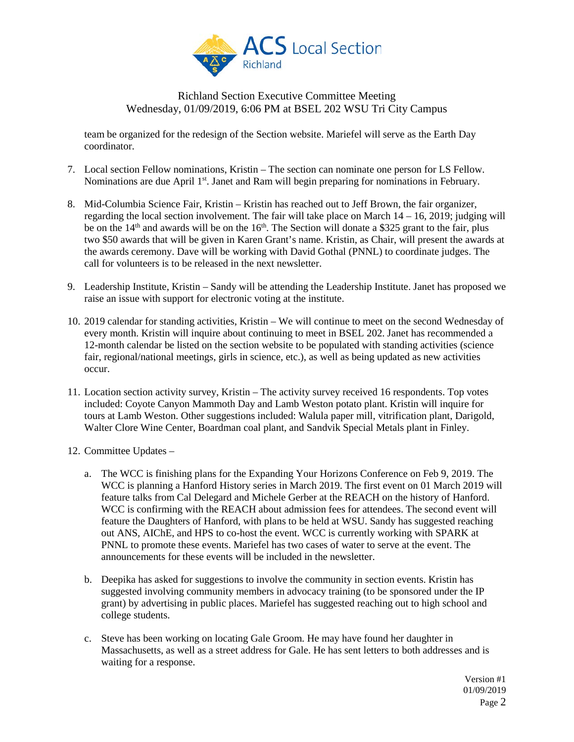team be organized for the redesign of the Section website. Mariefel will serve as the Earth Day coordinator.

7. Local section Fellow nominations, Kristin – The section can nominate one person for LS Fellow. Nominations are due April 1st. Janet and Ram will begin preparing for nominations in February.

8. Mid-Columbia Science Fair, Kristin – Kristin has reached out to Jeff Brown, the fair organizer, regarding the local section involvement. The fair will take place on March 14 – 16, 2019; judging will be on the 14th and awards will be on the 16th. The Section will donate a $325 grant to the fair, plus two $50 awards that will be given in Karen Grant's name. Kristin, as Chair, will present the awards at the awards ceremony. Dave will be working with David Gothal (PNNL) to coordinate judges. The call for volunteers is to be released in the next newsletter.

9. Leadership Institute, Kristin – Sandy will be attending the Leadership Institute. Janet has proposed we raise an issue with support for electronic voting at the institute.

10. 2019 calendar for standing activities, Kristin – We will continue to meet on the second Wednesday of every month. Kristin will inquire about continuing to meet in BSEL 202. Janet has recommended a 12-month calendar be listed on the section website to be populated with standing activities (science fair, regional/national meetings, girls in science, etc.), as well as being updated as new activities occur.

11. Location section activity survey, Kristin – The activity survey received 16 respondents. Top votes included: Coyote Canyon Mammoth Day and Lamb Weston potato plant. Kristin will inquire for tours at Lamb Weston. Other suggestions included: Walula paper mill, vitrification plant, Darigold, Walter Clore Wine Center, Boardman coal plant, and Sandvik Special Metals plant in Finley.

12. Committee Updates –

    a. The WCC is finishing plans for the Expanding Your Horizons Conference on Feb 9, 2019. The WCC is planning a Hanford History series in March 2019. The first event on 01 March 2019 will feature talks from Cal Delegard and Michele Gerber at the REACH on the history of Hanford. WCC is confirming with the REACH about admission fees for attendees. The second event will feature the Daughters of Hanford, with plans to be held at WSU. Sandy has suggested reaching out ANS, AIChE, and HPS to co-host the event. WCC is currently working with SPARK at PNNL to promote these events. Mariefel has two cases of water to serve at the event. The announcements for these events will be included in the newsletter.

    b. Deepika has asked for suggestions to involve the community in section events. Kristin has suggested involving community members in advocacy training (to be sponsored under the IP grant) by advertising in public places. Mariefel has suggested reaching out to high school and college students.

    c. Steve has been working on locating Gale Groom. He may have found her daughter in Massachusetts, as well as a street address for Gale. He has sent letters to both addresses and is waiting for a response.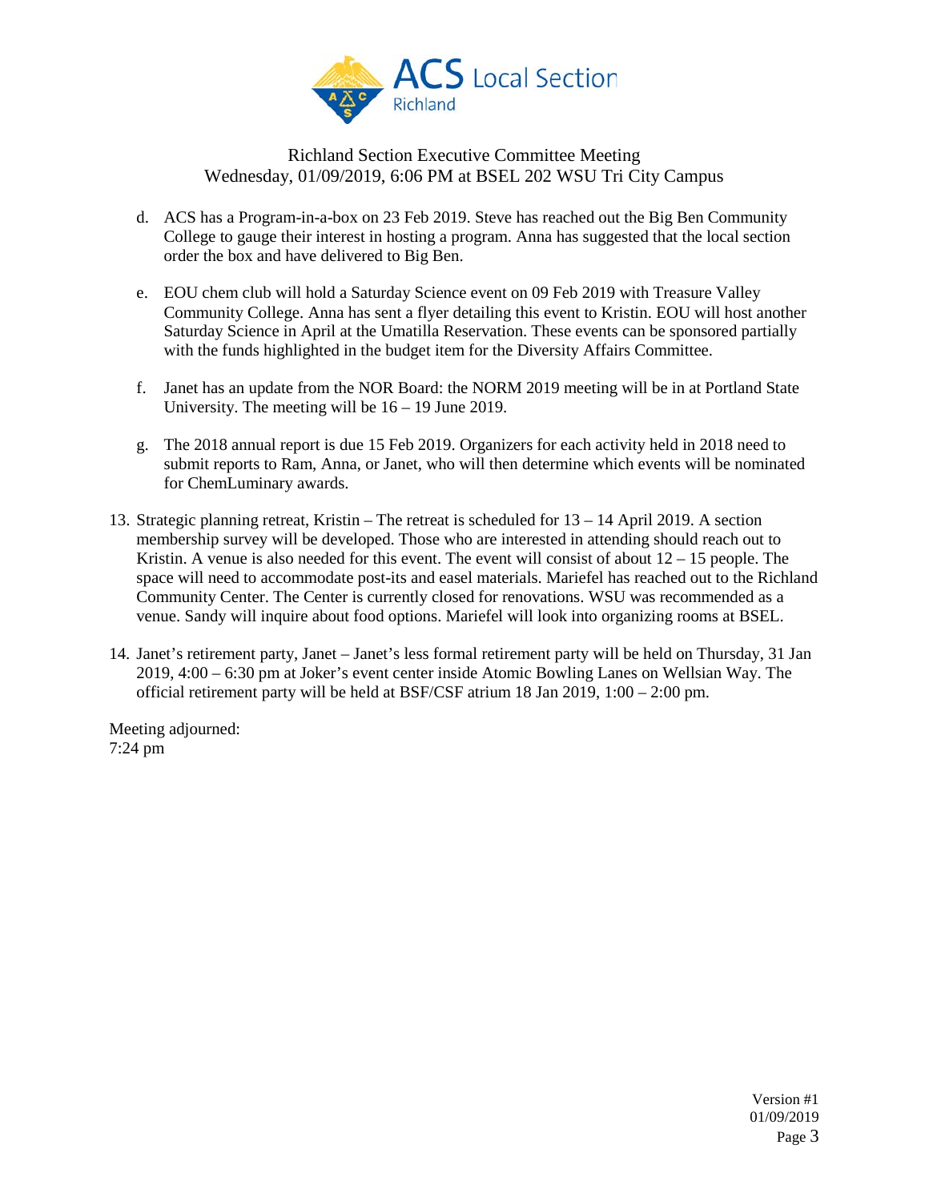Richland Section Executive Committee Meeting
Wednesday, 01/09/2019, 6:06 PM at BSEL 202 WSU Tri City Campus

d. ACS has a Program-in-a-box on 23 Feb 2019. Steve has reached out the Big Ben Community College to gauge their interest in hosting a program. Anna has suggested that the local section order the box and have delivered to Big Ben.

e. EOU chem club will hold a Saturday Science event on 09 Feb 2019 with Treasure Valley Community College. Anna has sent a flyer detailing this event to Kristin. EOU will host another Saturday Science in April at the Umatilla Reservation. These events can be sponsored partially with the funds highlighted in the budget item for the Diversity Affairs Committee.

f. Janet has an update from the NOR Board: the NORM 2019 meeting will be in at Portland State University. The meeting will be 16 – 19 June 2019.

g. The 2018 annual report is due 15 Feb 2019. Organizers for each activity held in 2018 need to submit reports to Ram, Anna, or Janet, who will then determine which events will be nominated for ChemLuminary awards.

13. Strategic planning retreat, Kristin – The retreat is scheduled for 13 – 14 April 2019. A section membership survey will be developed. Those who are interested in attending should reach out to Kristin. A venue is also needed for this event. The event will consist of about 12 – 15 people. The space will need to accommodate post-its and easel materials. Mariefel has reached out to the Richland Community Center. The Center is currently closed for renovations. WSU was recommended as a venue. Sandy will inquire about food options. Mariefel will look into organizing rooms at BSEL.

14. Janet's retirement party, Janet – Janet's less formal retirement party will be held on Thursday, 31 Jan 2019, 4:00 – 6:30 pm at Joker's event center inside Atomic Bowling Lanes on Wellsian Way. The official retirement party will be held at BSF/CSF atrium 18 Jan 2019, 1:00 – 2:00 pm.

Meeting adjourned:
7:24 pm

Version #1
01/09/2019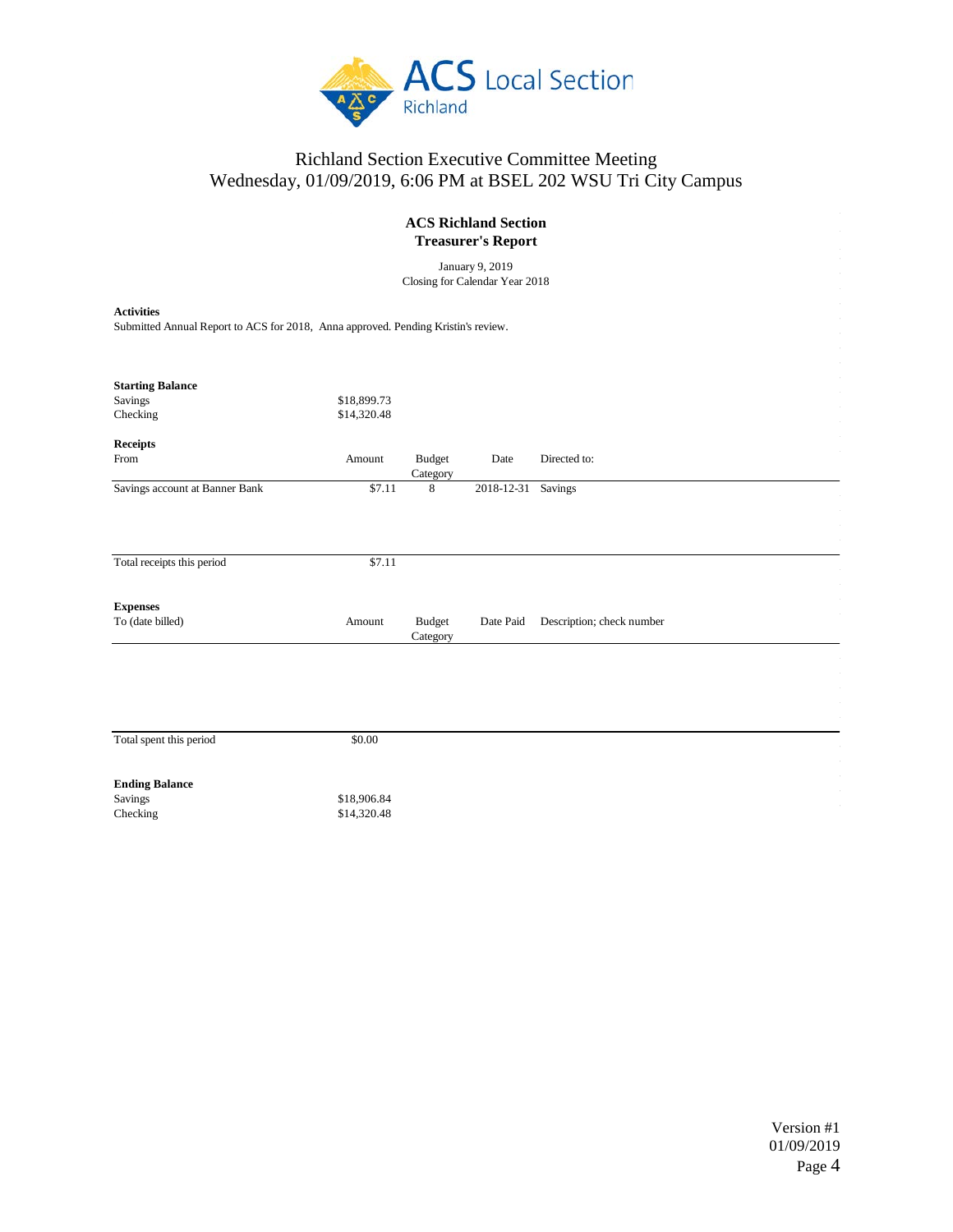Richland Section Executive Committee Meeting
Wednesday, 01/09/2019, 6:06 PM at BSEL 202 WSU Tri City Campus

## ACS Richland Section
## Treasurer's Report

January 9, 2019
Closing for Calendar Year 2018

**Activities**

Submitted Annual Report to ACS for 2018, Anna approved. Pending Kristin's review.

**Starting Balance**

| | |
|---|---|
| Savings | $18,899.73 |
| Checking | $14,320.48 |

**Receipts**

| From | Amount | Budget Category | Date | Directed to: |
|---|---|---|---|---|
| Savings account at Banner Bank | $7.11 | 8 | 2018-12-31 | Savings |
| Total receipts this period | $7.11 | | | |

**Expenses**

| To (date billed) | Amount | Budget Category | Date Paid | Description; check number |
|---|---|---|---|---|
| Total spent this period | $0.00 | | | |

**Ending Balance**

| | |
|---|---|
| Savings | $18,906.84 |
| Checking | $14,320.48 |

Version #1
01/09/2019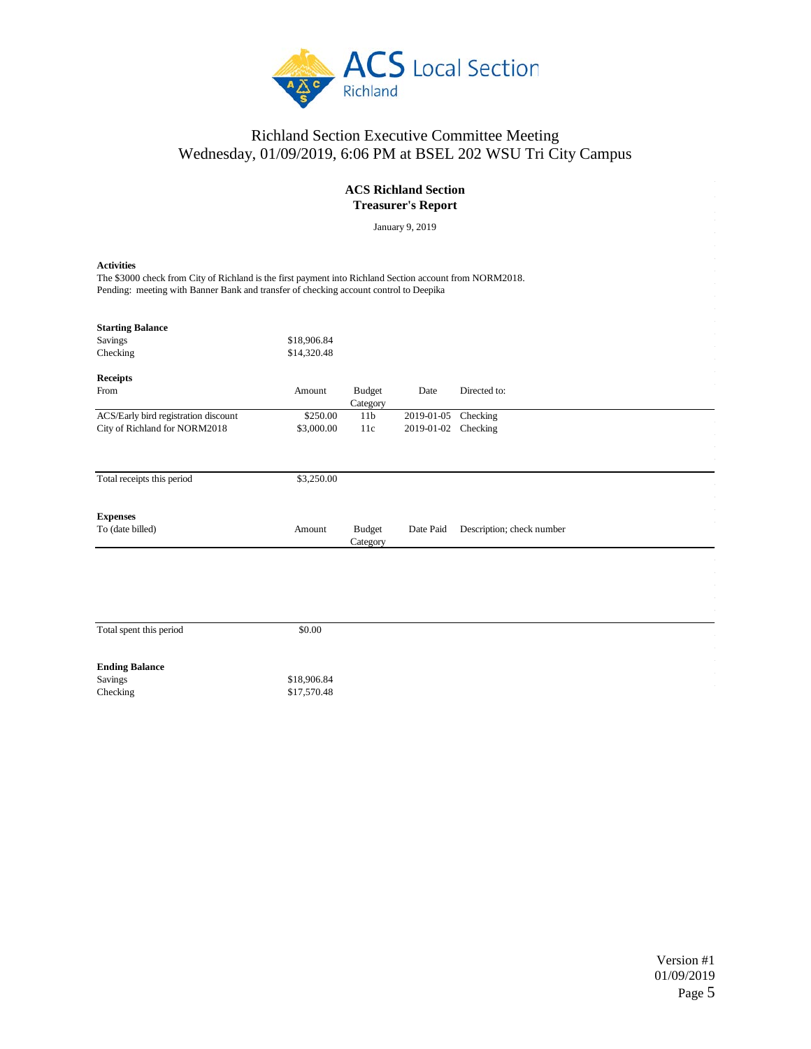Richland Section Executive Committee Meeting
Wednesday, 01/09/2019, 6:06 PM at BSEL 202 WSU Tri City Campus

## ACS Richland Section
## Treasurer's Report

January 9, 2019

**Activities**

The $3000 check from City of Richland is the first payment into Richland Section account from NORM2018.
Pending: meeting with Banner Bank and transfer of checking account control to Deepika

**Starting Balance**

| | |
|---|---|
| Savings | $18,906.84 |
| Checking | $14,320.48 |

**Receipts**

| From | Amount | Budget Category | Date | Directed to: |
|---|---|---|---|---|
| ACS/Early bird registration discount | $250.00 | 11b | 2019-01-05 | Checking |
| City of Richland for NORM2018 | $3,000.00 | 11c | 2019-01-02 | Checking |
| Total receipts this period | $3,250.00 | | | |

**Expenses**

| To (date billed) | Amount | Budget Category | Date Paid | Description; check number |
|---|---|---|---|---|
| Total spent this period | $0.00 | | | |

**Ending Balance**

| | |
|---|---|
| Savings | $18,906.84 |
| Checking | $17,570.48 |

Version #1
01/09/2019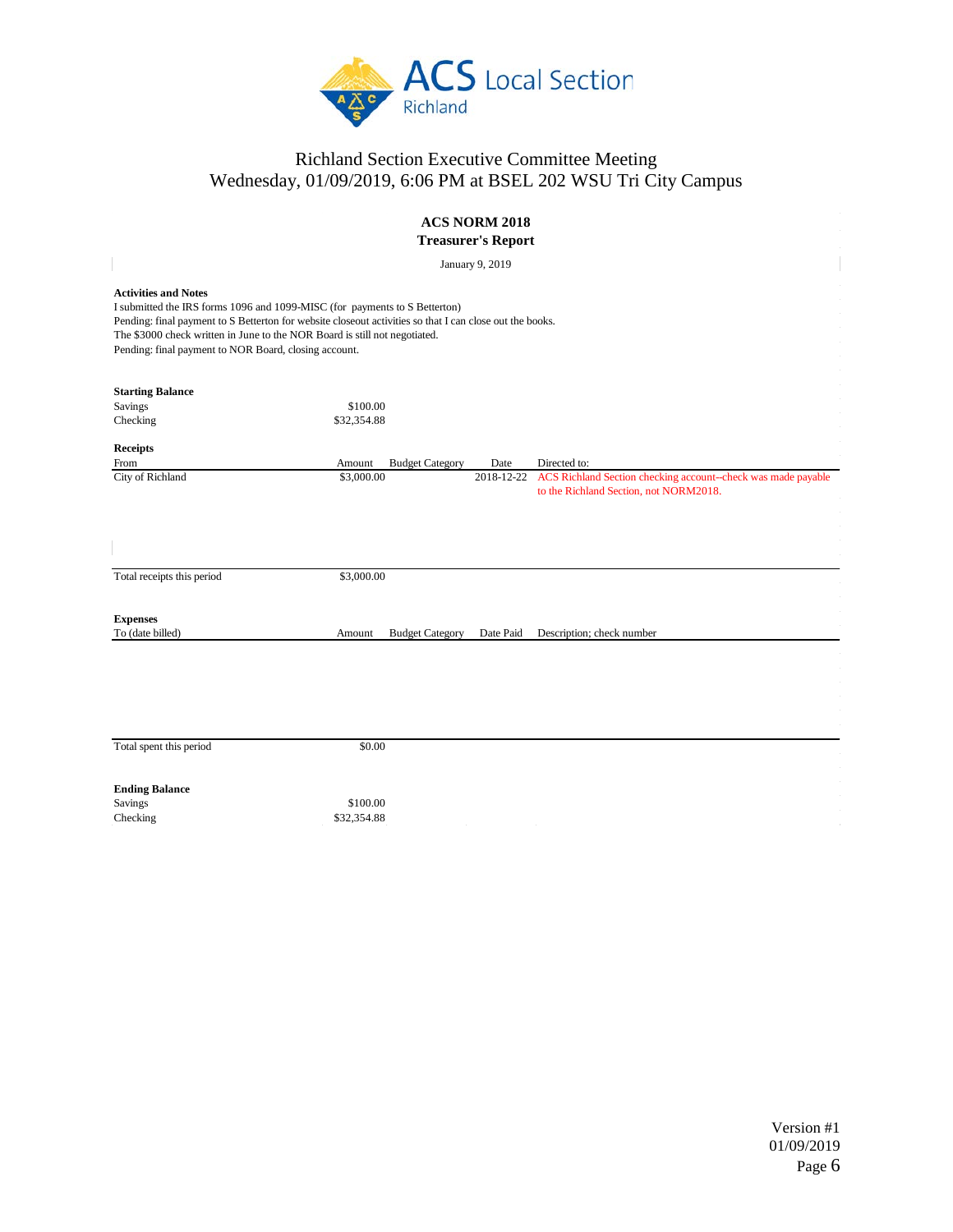# Richland Section Executive Committee Meeting
Wednesday, 01/09/2019, 6:06 PM at BSEL 202 WSU Tri City Campus

## ACS NORM 2018
### Treasurer's Report

January 9, 2019

**Activities and Notes**

I submitted the IRS forms 1096 and 1099-MISC (for payments to S Betterton)
Pending: final payment to S Betterton for website closeout activities so that I can close out the books.
The $3000 check written in June to the NOR Board is still not negotiated.
Pending: final payment to NOR Board, closing account.

**Starting Balance**

| | |
|---|---|
| Savings | $100.00 |
| Checking | $32,354.88 |

**Receipts**

| From | Amount | Budget Category | Date | Directed to: |
|---|---|---|---|---|
| City of Richland | $3,000.00 | | 2018-12-22 | ACS Richland Section checking account--check was made payable to the Richland Section, not NORM2018. |
| Total receipts this period | $3,000.00 | | | |

**Expenses**

| To (date billed) | Amount | Budget Category | Date Paid | Description; check number |
|---|---|---|---|---|
| Total spent this period | $0.00 | | | |

**Ending Balance**

| | |
|---|---|
| Savings | $100.00 |
| Checking | $32,354.88 |

Version #1
01/09/2019